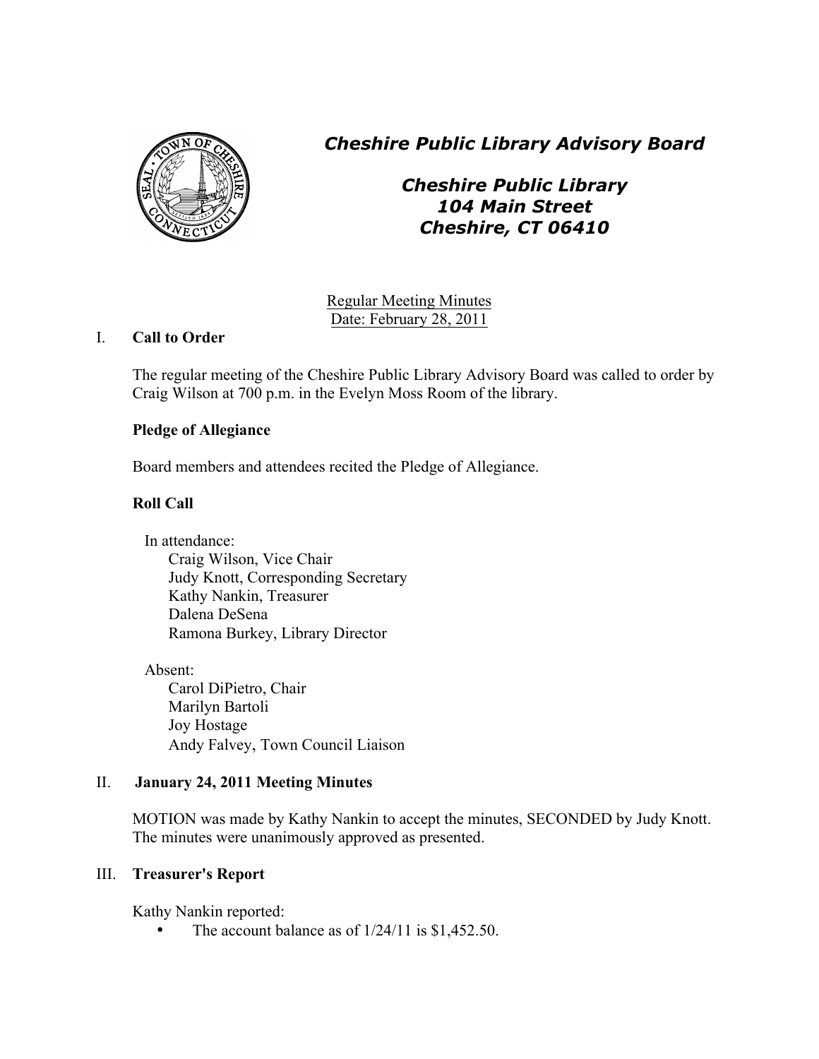# *Cheshire Public Library Advisory Board*

## *Cheshire Public Library*
## *104 Main Street*
## *Cheshire, CT 06410*

Regular Meeting Minutes
Date: February 28, 2011

## I. Call to Order

The regular meeting of the Cheshire Public Library Advisory Board was called to order by Craig Wilson at 700 p.m. in the Evelyn Moss Room of the library.

**Pledge of Allegiance**

Board members and attendees recited the Pledge of Allegiance.

**Roll Call**

In attendance:
- Craig Wilson, Vice Chair
- Judy Knott, Corresponding Secretary
- Kathy Nankin, Treasurer
- Dalena DeSena
- Ramona Burkey, Library Director

Absent:
- Carol DiPietro, Chair
- Marilyn Bartoli
- Joy Hostage
- Andy Falvey, Town Council Liaison

## II. January 24, 2011 Meeting Minutes

MOTION was made by Kathy Nankin to accept the minutes, SECONDED by Judy Knott. The minutes were unanimously approved as presented.

## III. Treasurer's Report

Kathy Nankin reported:

- The account balance as of 1/24/11 is $1,452.50.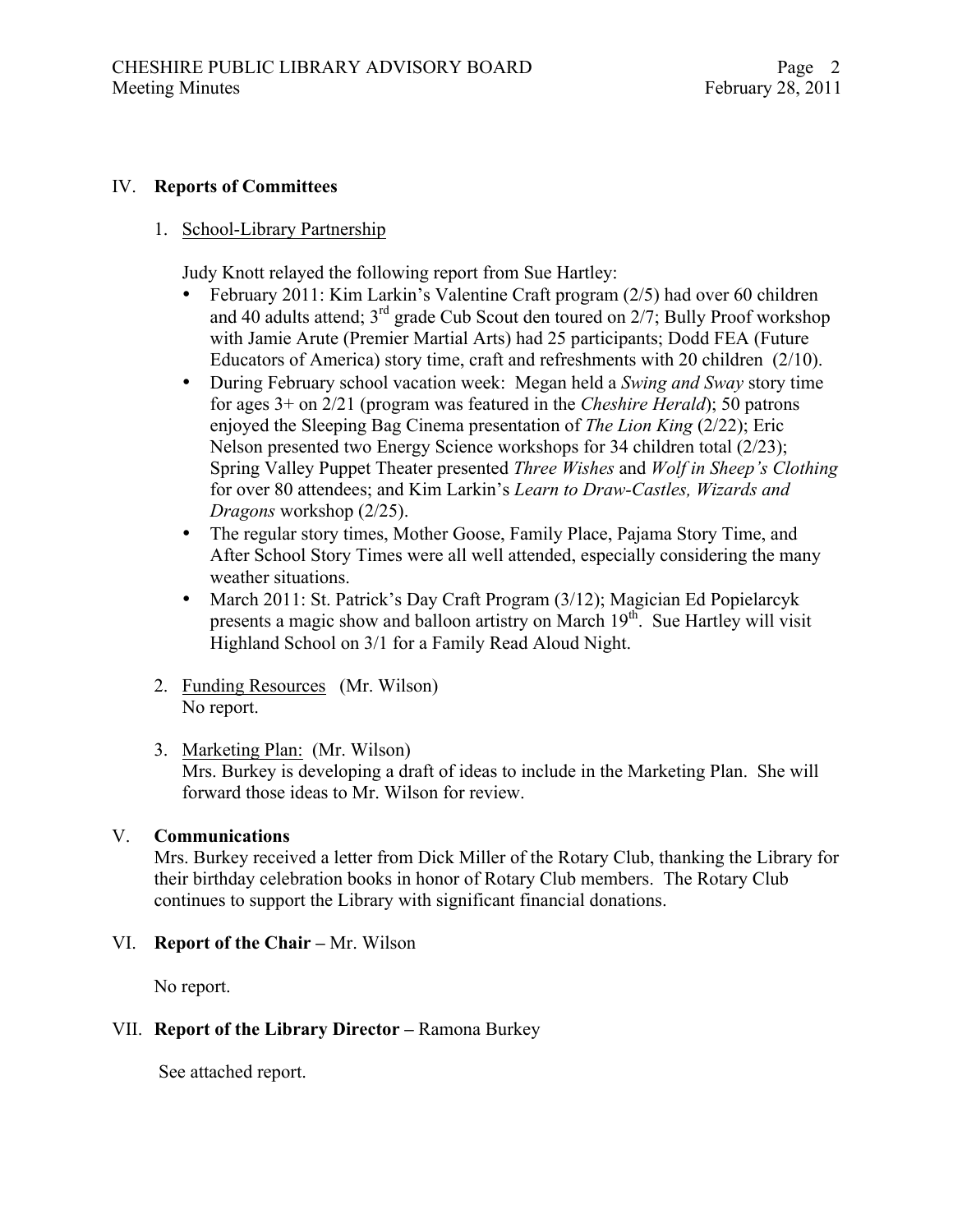## IV. **Reports of Committees**

1. <u>School-Library Partnership</u>

   Judy Knott relayed the following report from Sue Hartley:

   - February 2011: Kim Larkin's Valentine Craft program (2/5) had over 60 children and 40 adults attend; 3rd grade Cub Scout den toured on 2/7; Bully Proof workshop with Jamie Arute (Premier Martial Arts) had 25 participants; Dodd FEA (Future Educators of America) story time, craft and refreshments with 20 children (2/10).
   - During February school vacation week: Megan held a *Swing and Sway* story time for ages 3+ on 2/21 (program was featured in the *Cheshire Herald*); 50 patrons enjoyed the Sleeping Bag Cinema presentation of *The Lion King* (2/22); Eric Nelson presented two Energy Science workshops for 34 children total (2/23); Spring Valley Puppet Theater presented *Three Wishes* and *Wolf in Sheep's Clothing* for over 80 attendees; and Kim Larkin's *Learn to Draw-Castles, Wizards and Dragons* workshop (2/25).
   - The regular story times, Mother Goose, Family Place, Pajama Story Time, and After School Story Times were all well attended, especially considering the many weather situations.
   - March 2011: St. Patrick's Day Craft Program (3/12); Magician Ed Popielarcyk presents a magic show and balloon artistry on March 19th. Sue Hartley will visit Highland School on 3/1 for a Family Read Aloud Night.

2. <u>Funding Resources</u> (Mr. Wilson)
   No report.

3. <u>Marketing Plan:</u> (Mr. Wilson)
   Mrs. Burkey is developing a draft of ideas to include in the Marketing Plan. She will forward those ideas to Mr. Wilson for review.

## V. **Communications**

Mrs. Burkey received a letter from Dick Miller of the Rotary Club, thanking the Library for their birthday celebration books in honor of Rotary Club members. The Rotary Club continues to support the Library with significant financial donations.

## VI. **Report of the Chair –** Mr. Wilson

No report.

## VII. **Report of the Library Director –** Ramona Burkey

See attached report.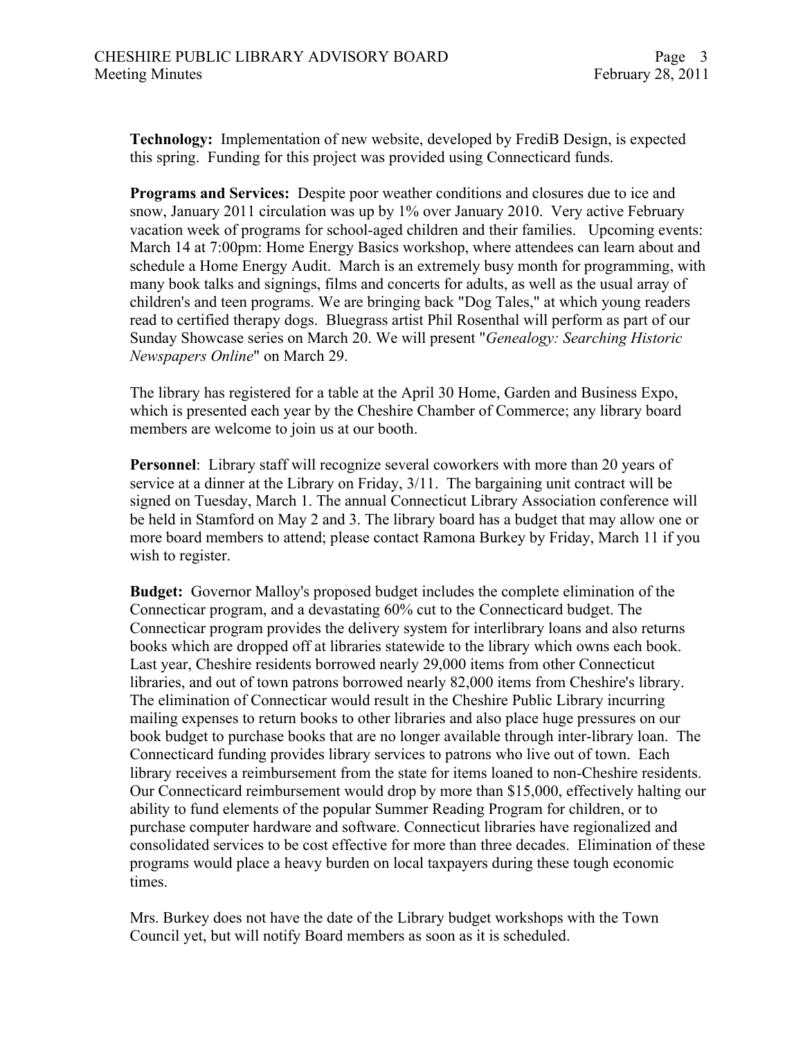**Technology:** Implementation of new website, developed by FrediB Design, is expected this spring. Funding for this project was provided using Connecticard funds.

**Programs and Services:** Despite poor weather conditions and closures due to ice and snow, January 2011 circulation was up by 1% over January 2010. Very active February vacation week of programs for school-aged children and their families. Upcoming events: March 14 at 7:00pm: Home Energy Basics workshop, where attendees can learn about and schedule a Home Energy Audit. March is an extremely busy month for programming, with many book talks and signings, films and concerts for adults, as well as the usual array of children's and teen programs. We are bringing back "Dog Tales," at which young readers read to certified therapy dogs. Bluegrass artist Phil Rosenthal will perform as part of our Sunday Showcase series on March 20. We will present "*Genealogy: Searching Historic Newspapers Online*" on March 29.

The library has registered for a table at the April 30 Home, Garden and Business Expo, which is presented each year by the Cheshire Chamber of Commerce; any library board members are welcome to join us at our booth.

**Personnel**: Library staff will recognize several coworkers with more than 20 years of service at a dinner at the Library on Friday, 3/11. The bargaining unit contract will be signed on Tuesday, March 1. The annual Connecticut Library Association conference will be held in Stamford on May 2 and 3. The library board has a budget that may allow one or more board members to attend; please contact Ramona Burkey by Friday, March 11 if you wish to register.

**Budget:** Governor Malloy's proposed budget includes the complete elimination of the Connecticar program, and a devastating 60% cut to the Connecticard budget. The Connecticar program provides the delivery system for interlibrary loans and also returns books which are dropped off at libraries statewide to the library which owns each book. Last year, Cheshire residents borrowed nearly 29,000 items from other Connecticut libraries, and out of town patrons borrowed nearly 82,000 items from Cheshire's library. The elimination of Connecticar would result in the Cheshire Public Library incurring mailing expenses to return books to other libraries and also place huge pressures on our book budget to purchase books that are no longer available through inter-library loan. The Connecticard funding provides library services to patrons who live out of town. Each library receives a reimbursement from the state for items loaned to non-Cheshire residents. Our Connecticard reimbursement would drop by more than $15,000, effectively halting our ability to fund elements of the popular Summer Reading Program for children, or to purchase computer hardware and software. Connecticut libraries have regionalized and consolidated services to be cost effective for more than three decades. Elimination of these programs would place a heavy burden on local taxpayers during these tough economic times.

Mrs. Burkey does not have the date of the Library budget workshops with the Town Council yet, but will notify Board members as soon as it is scheduled.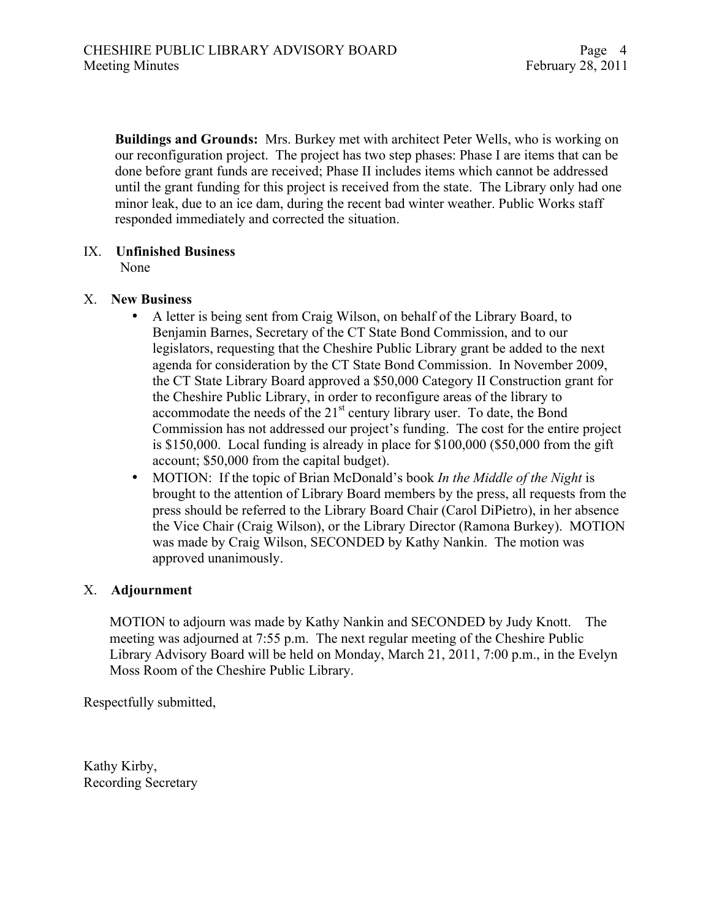**Buildings and Grounds:** Mrs. Burkey met with architect Peter Wells, who is working on our reconfiguration project. The project has two step phases: Phase I are items that can be done before grant funds are received; Phase II includes items which cannot be addressed until the grant funding for this project is received from the state. The Library only had one minor leak, due to an ice dam, during the recent bad winter weather. Public Works staff responded immediately and corrected the situation.

## IX. **Unfinished Business**

None

## X. **New Business**

- A letter is being sent from Craig Wilson, on behalf of the Library Board, to Benjamin Barnes, Secretary of the CT State Bond Commission, and to our legislators, requesting that the Cheshire Public Library grant be added to the next agenda for consideration by the CT State Bond Commission. In November 2009, the CT State Library Board approved a $50,000 Category II Construction grant for the Cheshire Public Library, in order to reconfigure areas of the library to accommodate the needs of the 21st century library user. To date, the Bond Commission has not addressed our project's funding. The cost for the entire project is $150,000. Local funding is already in place for $100,000 ($50,000 from the gift account; $50,000 from the capital budget).
- MOTION: If the topic of Brian McDonald's book *In the Middle of the Night* is brought to the attention of Library Board members by the press, all requests from the press should be referred to the Library Board Chair (Carol DiPietro), in her absence the Vice Chair (Craig Wilson), or the Library Director (Ramona Burkey). MOTION was made by Craig Wilson, SECONDED by Kathy Nankin. The motion was approved unanimously.

## X. **Adjournment**

MOTION to adjourn was made by Kathy Nankin and SECONDED by Judy Knott. The meeting was adjourned at 7:55 p.m. The next regular meeting of the Cheshire Public Library Advisory Board will be held on Monday, March 21, 2011, 7:00 p.m., in the Evelyn Moss Room of the Cheshire Public Library.

Respectfully submitted,

Kathy Kirby,
Recording Secretary